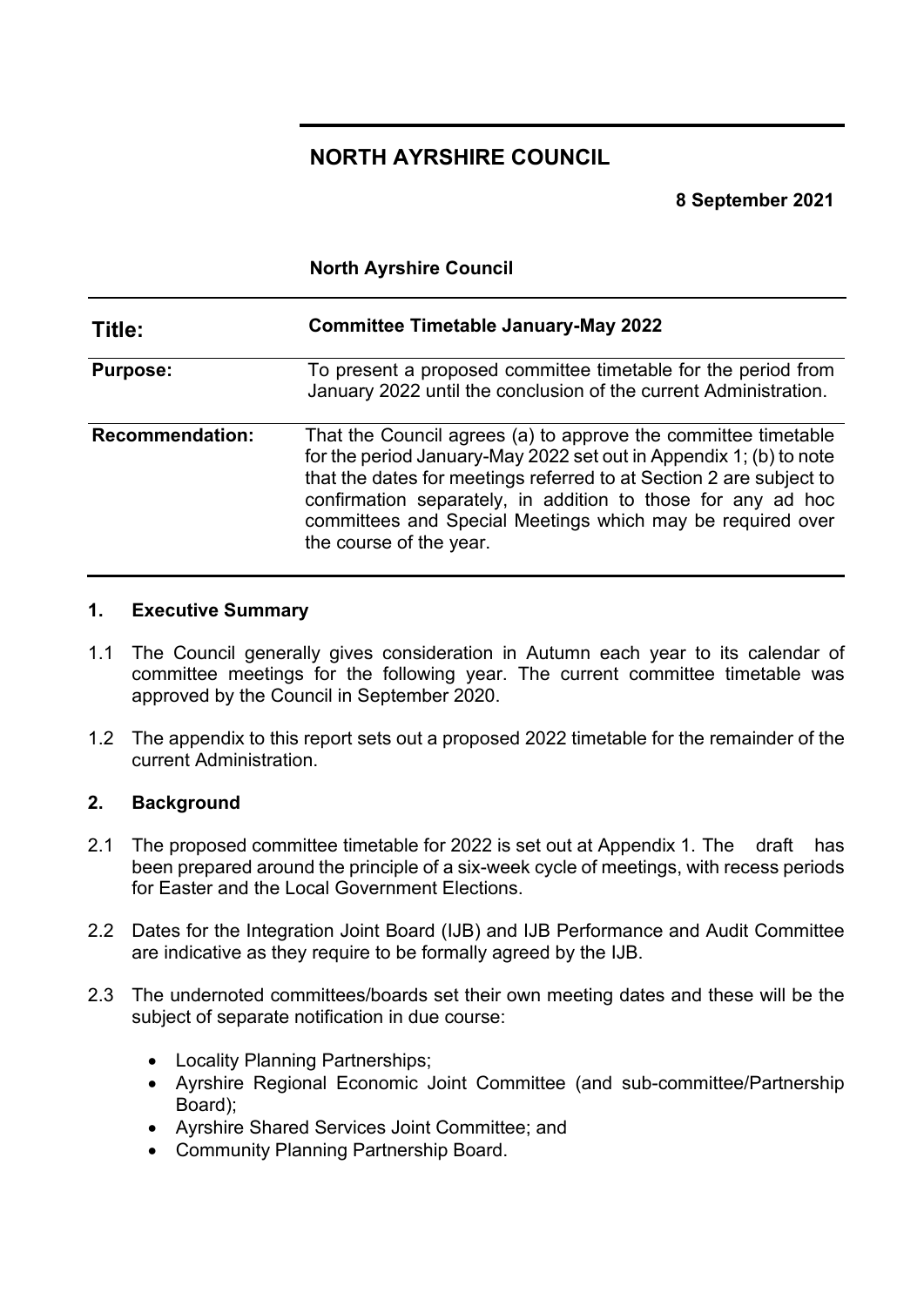# NORTH AYRSHIRE COUNCIL

**8 September 2021**

**North Ayrshire Council**

| | |
|---|---|
| **Title:** | **Committee Timetable January-May 2022** |
| **Purpose:** | To present a proposed committee timetable for the period from January 2022 until the conclusion of the current Administration. |
| **Recommendation:** | That the Council agrees (a) to approve the committee timetable for the period January-May 2022 set out in Appendix 1; (b) to note that the dates for meetings referred to at Section 2 are subject to confirmation separately, in addition to those for any ad hoc committees and Special Meetings which may be required over the course of the year. |

## 1. Executive Summary

1.1 The Council generally gives consideration in Autumn each year to its calendar of committee meetings for the following year. The current committee timetable was approved by the Council in September 2020.

1.2 The appendix to this report sets out a proposed 2022 timetable for the remainder of the current Administration.

## 2. Background

2.1 The proposed committee timetable for 2022 is set out at Appendix 1. The draft has been prepared around the principle of a six-week cycle of meetings, with recess periods for Easter and the Local Government Elections.

2.2 Dates for the Integration Joint Board (IJB) and IJB Performance and Audit Committee are indicative as they require to be formally agreed by the IJB.

2.3 The undernoted committees/boards set their own meeting dates and these will be the subject of separate notification in due course:

- Locality Planning Partnerships;
- Ayrshire Regional Economic Joint Committee (and sub-committee/Partnership Board);
- Ayrshire Shared Services Joint Committee; and
- Community Planning Partnership Board.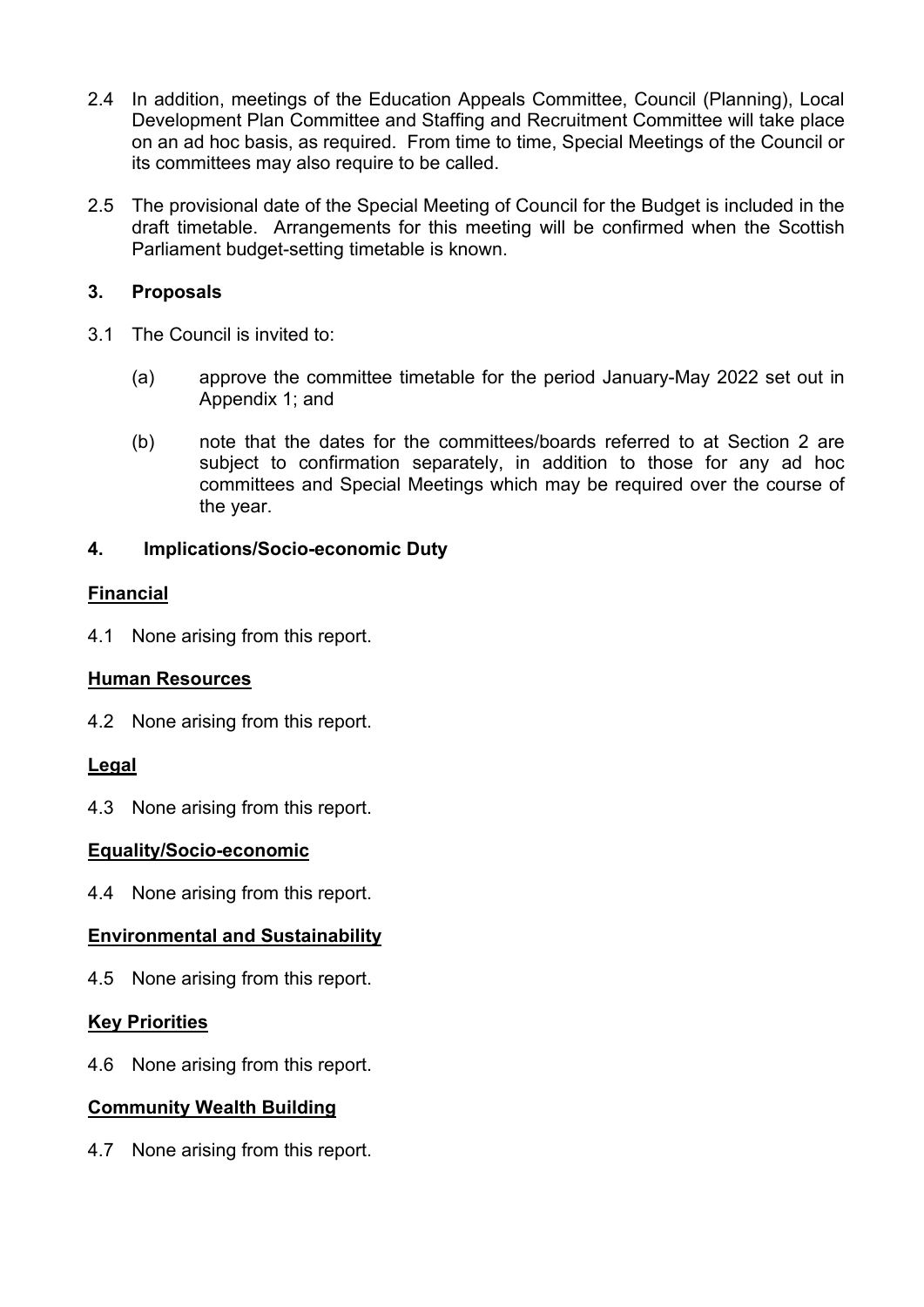2.4 In addition, meetings of the Education Appeals Committee, Council (Planning), Local Development Plan Committee and Staffing and Recruitment Committee will take place on an ad hoc basis, as required. From time to time, Special Meetings of the Council or its committees may also require to be called.

2.5 The provisional date of the Special Meeting of Council for the Budget is included in the draft timetable. Arrangements for this meeting will be confirmed when the Scottish Parliament budget-setting timetable is known.

## 3. Proposals

3.1 The Council is invited to:

(a) approve the committee timetable for the period January-May 2022 set out in Appendix 1; and

(b) note that the dates for the committees/boards referred to at Section 2 are subject to confirmation separately, in addition to those for any ad hoc committees and Special Meetings which may be required over the course of the year.

## 4. Implications/Socio-economic Duty

**Financial**

4.1 None arising from this report.

**Human Resources**

4.2 None arising from this report.

**Legal**

4.3 None arising from this report.

**Equality/Socio-economic**

4.4 None arising from this report.

**Environmental and Sustainability**

4.5 None arising from this report.

**Key Priorities**

4.6 None arising from this report.

**Community Wealth Building**

4.7 None arising from this report.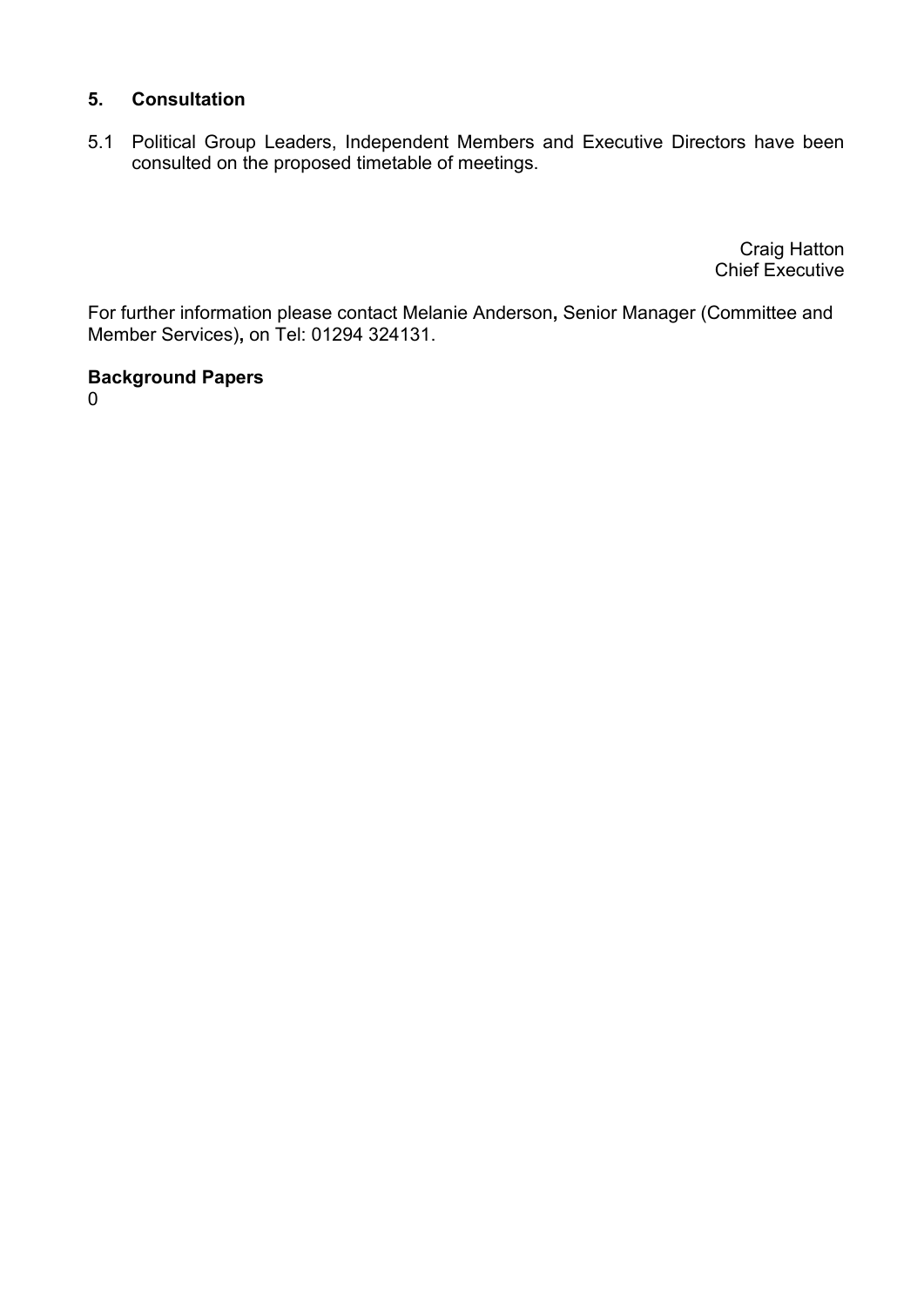## 5. Consultation

5.1 Political Group Leaders, Independent Members and Executive Directors have been consulted on the proposed timetable of meetings.

Craig Hatton
Chief Executive

For further information please contact Melanie Anderson**,** Senior Manager (Committee and Member Services)**,** on Tel: 01294 324131.

**Background Papers**

0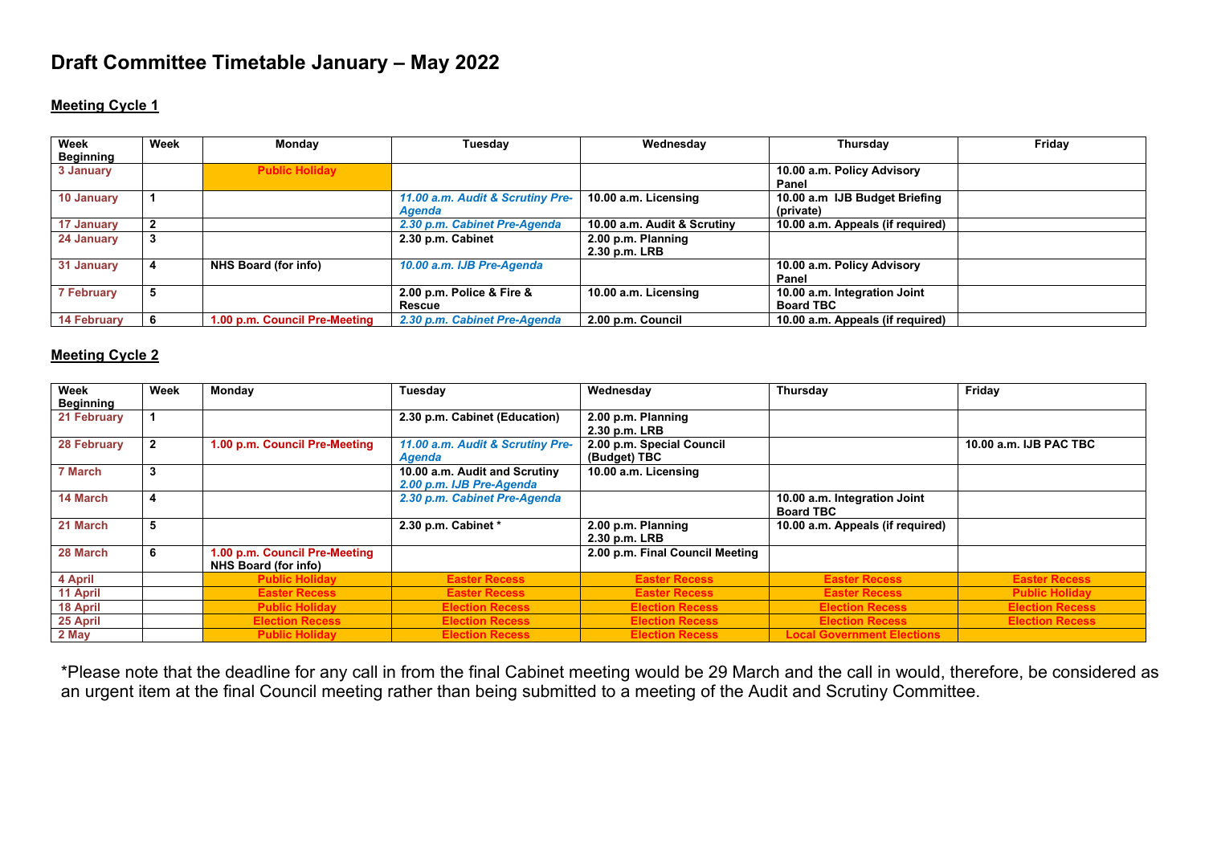# Draft Committee Timetable January – May 2022

## Meeting Cycle 1

| Week Beginning | Week | Monday | Tuesday | Wednesday | Thursday | Friday |
|---|---|---|---|---|---|---|
| 3 January | | Public Holiday | | | 10.00 a.m. Policy Advisory Panel | |
| 10 January | 1 | | *11.00 a.m. Audit & Scrutiny Pre-Agenda* | 10.00 a.m. Licensing | 10.00 a.m IJB Budget Briefing (private) | |
| 17 January | 2 | | *2.30 p.m. Cabinet Pre-Agenda* | 10.00 a.m. Audit & Scrutiny | 10.00 a.m. Appeals (if required) | |
| 24 January | 3 | | 2.30 p.m. Cabinet | 2.00 p.m. Planning<br>2.30 p.m. LRB | | |
| 31 January | 4 | NHS Board (for info) | *10.00 a.m. IJB Pre-Agenda* | | 10.00 a.m. Policy Advisory Panel | |
| 7 February | 5 | | 2.00 p.m. Police & Fire & Rescue | 10.00 a.m. Licensing | 10.00 a.m. Integration Joint Board TBC | |
| 14 February | 6 | 1.00 p.m. Council Pre-Meeting | *2.30 p.m. Cabinet Pre-Agenda* | 2.00 p.m. Council | 10.00 a.m. Appeals (if required) | |

## Meeting Cycle 2

| Week Beginning | Week | Monday | Tuesday | Wednesday | Thursday | Friday |
|---|---|---|---|---|---|---|
| 21 February | 1 | | 2.30 p.m. Cabinet (Education) | 2.00 p.m. Planning<br>2.30 p.m. LRB | | |
| 28 February | 2 | 1.00 p.m. Council Pre-Meeting | *11.00 a.m. Audit & Scrutiny Pre-Agenda* | 2.00 p.m. Special Council (Budget) TBC | | 10.00 a.m. IJB PAC TBC |
| 7 March | 3 | | 10.00 a.m. Audit and Scrutiny<br>*2.00 p.m. IJB Pre-Agenda* | 10.00 a.m. Licensing | | |
| 14 March | 4 | | *2.30 p.m. Cabinet Pre-Agenda* | | 10.00 a.m. Integration Joint Board TBC | |
| 21 March | 5 | | 2.30 p.m. Cabinet * | 2.00 p.m. Planning<br>2.30 p.m. LRB | 10.00 a.m. Appeals (if required) | |
| 28 March | 6 | 1.00 p.m. Council Pre-Meeting<br>NHS Board (for info) | | 2.00 p.m. Final Council Meeting | | |
| 4 April | | Public Holiday | Easter Recess | Easter Recess | Easter Recess | Easter Recess |
| 11 April | | Easter Recess | Easter Recess | Easter Recess | Easter Recess | Public Holiday |
| 18 April | | Public Holiday | Election Recess | Election Recess | Election Recess | Election Recess |
| 25 April | | Election Recess | Election Recess | Election Recess | Election Recess | Election Recess |
| 2 May | | Public Holiday | Election Recess | Election Recess | Local Government Elections | |

*Please note that the deadline for any call in from the final Cabinet meeting would be 29 March and the call in would, therefore, be considered as an urgent item at the final Council meeting rather than being submitted to a meeting of the Audit and Scrutiny Committee.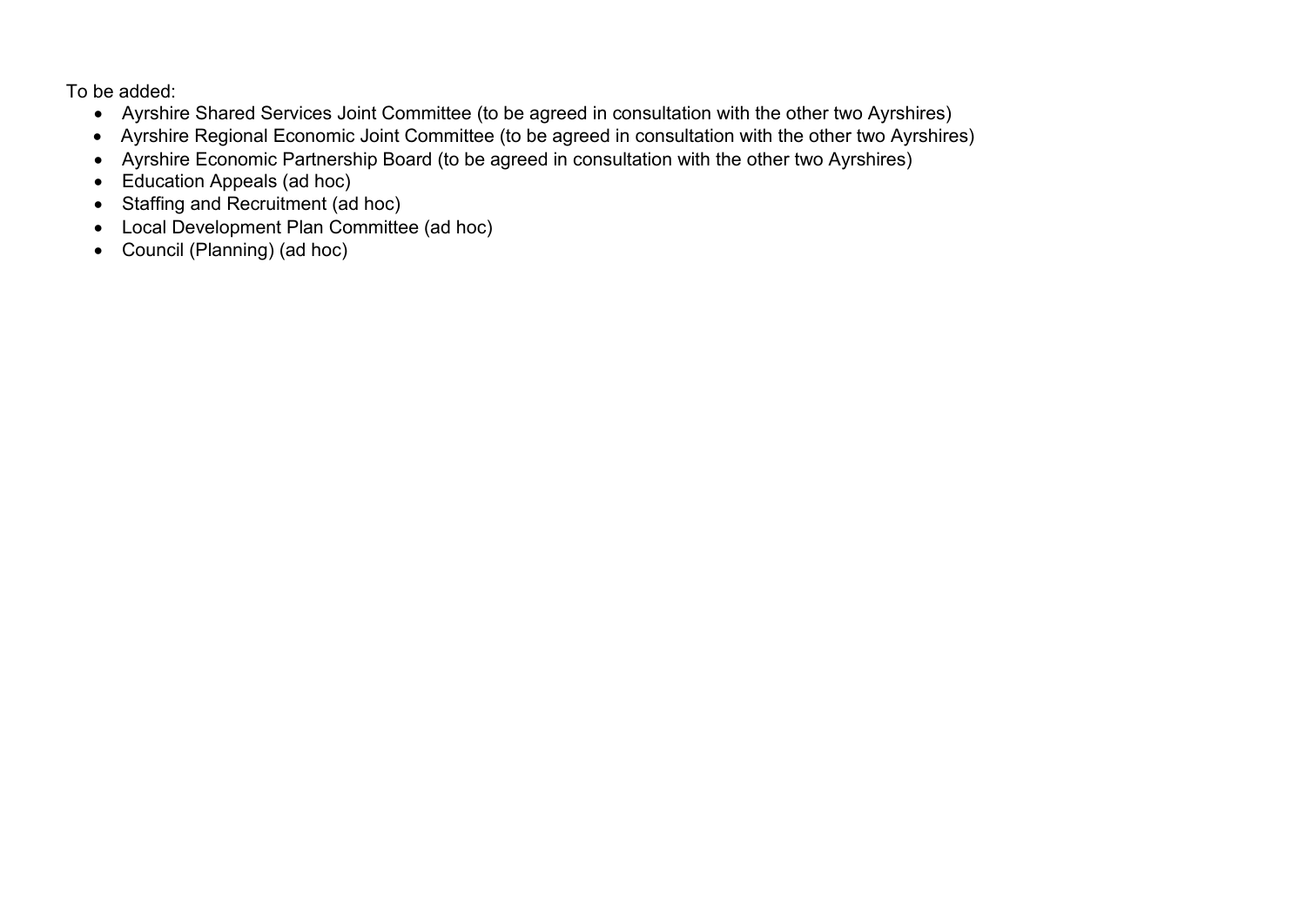To be added:

- Ayrshire Shared Services Joint Committee (to be agreed in consultation with the other two Ayrshires)
- Ayrshire Regional Economic Joint Committee (to be agreed in consultation with the other two Ayrshires)
- Ayrshire Economic Partnership Board (to be agreed in consultation with the other two Ayrshires)
- Education Appeals (ad hoc)
- Staffing and Recruitment (ad hoc)
- Local Development Plan Committee (ad hoc)
- Council (Planning) (ad hoc)